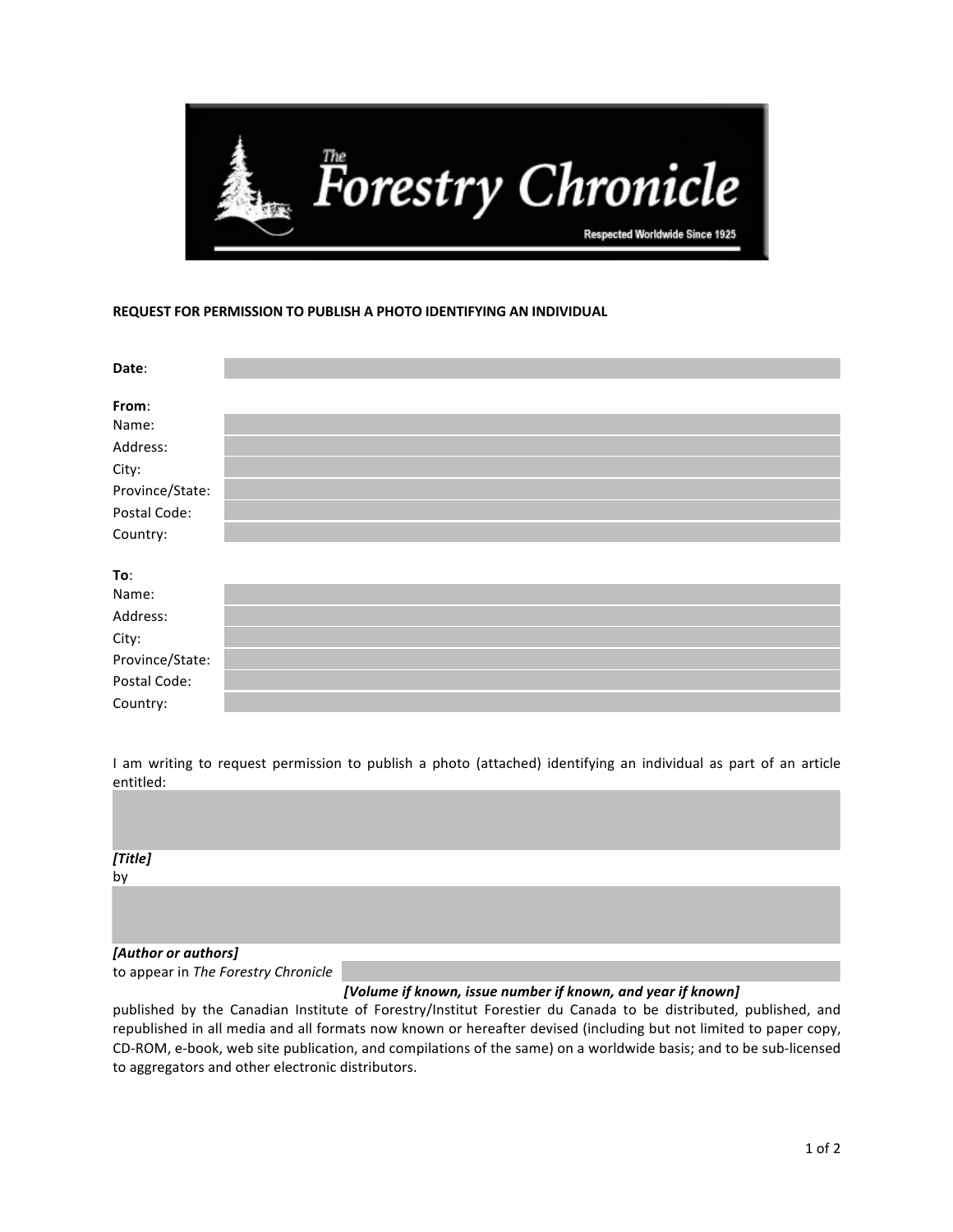The Forestry Chronicle

Respected Worldwide Since 1925

**REQUEST FOR PERMISSION TO PUBLISH A PHOTO IDENTIFYING AN INDIVIDUAL**

**Date**:

**From**:
Name:
Address:
City:
Province/State:
Postal Code:
Country:

**To**:
Name:
Address:
City:
Province/State:
Postal Code:
Country:

I am writing to request permission to publish a photo (attached) identifying an individual as part of an article entitled:

***[Title]***
by

***[Author or authors]***
to appear in *The Forestry Chronicle*
***[Volume if known, issue number if known, and year if known]***
published by the Canadian Institute of Forestry/Institut Forestier du Canada to be distributed, published, and republished in all media and all formats now known or hereafter devised (including but not limited to paper copy, CD-ROM, e-book, web site publication, and compilations of the same) on a worldwide basis; and to be sub-licensed to aggregators and other electronic distributors.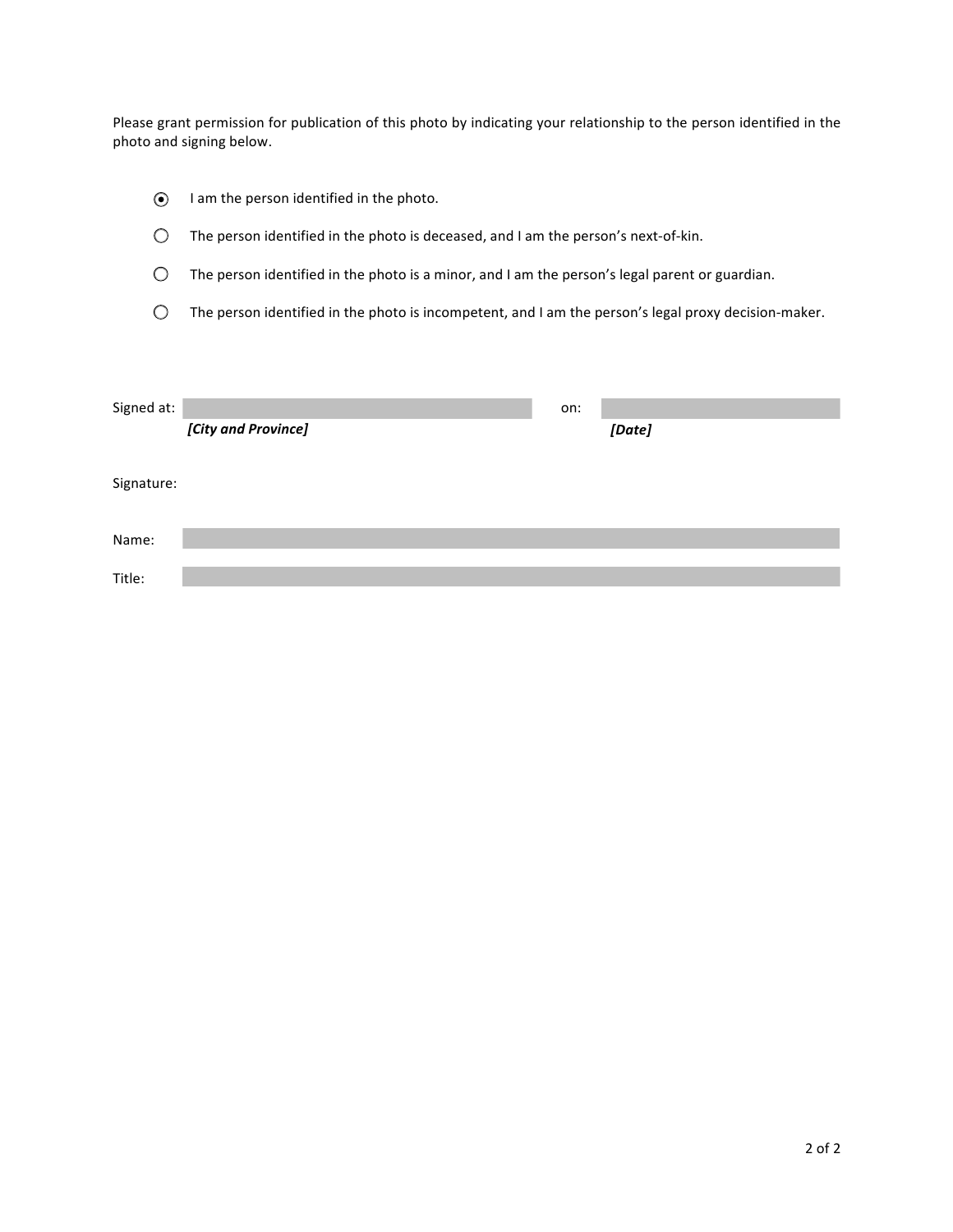Please grant permission for publication of this photo by indicating your relationship to the person identified in the photo and signing below.

- (●) I am the person identified in the photo.
- ( ) The person identified in the photo is deceased, and I am the person's next-of-kin.
- ( ) The person identified in the photo is a minor, and I am the person's legal parent or guardian.
- ( ) The person identified in the photo is incompetent, and I am the person's legal proxy decision-maker.

Signed at: ____________________ on: ____________________

*[City and Province]* *[Date]*

Signature:

Name: ____________________

Title: ____________________